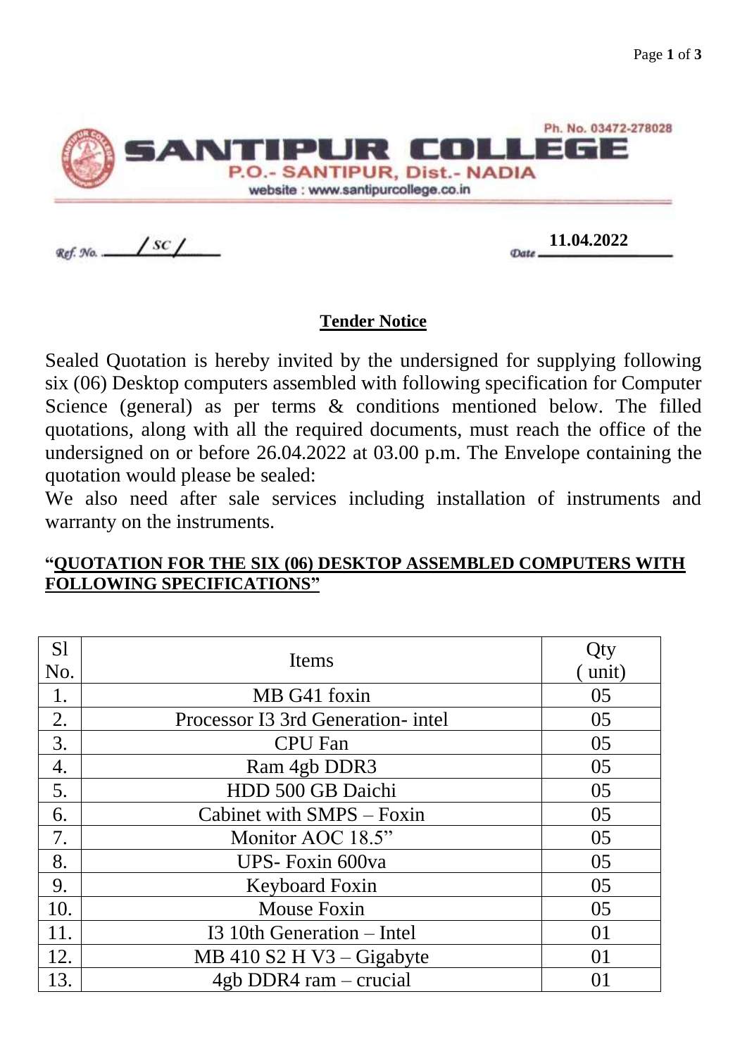# SANTIPUR COLLEGE

Ph. No. 03472-278028

P.O.- SANTIPUR, Dist.- NADIA

website : www.santipurcollege.co.in

Ref. No. ______/ SC /______ Date **11.04.2022**

## Tender Notice

Sealed Quotation is hereby invited by the undersigned for supplying following six (06) Desktop computers assembled with following specification for Computer Science (general) as per terms & conditions mentioned below. The filled quotations, along with all the required documents, must reach the office of the undersigned on or before 26.04.2022 at 03.00 p.m. The Envelope containing the quotation would please be sealed:

We also need after sale services including installation of instruments and warranty on the instruments.

**"QUOTATION FOR THE SIX (06) DESKTOP ASSEMBLED COMPUTERS WITH FOLLOWING SPECIFICATIONS"**

| Sl No. | Items | Qty ( unit) |
|---|---|---|
| 1. | MB G41 foxin | 05 |
| 2. | Processor I3 3rd Generation- intel | 05 |
| 3. | CPU Fan | 05 |
| 4. | Ram 4gb DDR3 | 05 |
| 5. | HDD 500 GB Daichi | 05 |
| 6. | Cabinet with SMPS – Foxin | 05 |
| 7. | Monitor AOC 18.5" | 05 |
| 8. | UPS- Foxin 600va | 05 |
| 9. | Keyboard Foxin | 05 |
| 10. | Mouse Foxin | 05 |
| 11. | I3 10th Generation – Intel | 01 |
| 12. | MB 410 S2 H V3 – Gigabyte | 01 |
| 13. | 4gb DDR4 ram – crucial | 01 |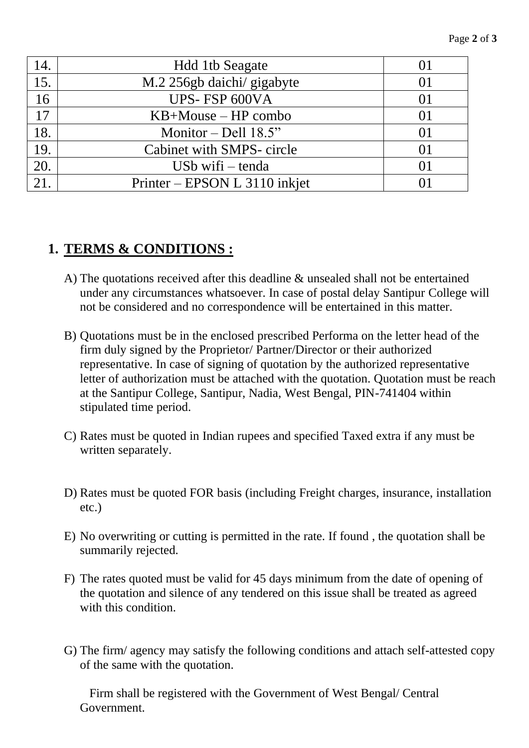| 14. | Hdd 1tb Seagate | 01 |
|---|---|---|
| 15. | M.2 256gb daichi/ gigabyte | 01 |
| 16 | UPS- FSP 600VA | 01 |
| 17 | KB+Mouse – HP combo | 01 |
| 18. | Monitor – Dell 18.5" | 01 |
| 19. | Cabinet with SMPS- circle | 01 |
| 20. | USb wifi – tenda | 01 |
| 21. | Printer – EPSON L 3110 inkjet | 01 |

## 1. TERMS & CONDITIONS :

A) The quotations received after this deadline & unsealed shall not be entertained under any circumstances whatsoever. In case of postal delay Santipur College will not be considered and no correspondence will be entertained in this matter.

B) Quotations must be in the enclosed prescribed Performa on the letter head of the firm duly signed by the Proprietor/ Partner/Director or their authorized representative. In case of signing of quotation by the authorized representative letter of authorization must be attached with the quotation. Quotation must be reach at the Santipur College, Santipur, Nadia, West Bengal, PIN-741404 within stipulated time period.

C) Rates must be quoted in Indian rupees and specified Taxed extra if any must be written separately.

D) Rates must be quoted FOR basis (including Freight charges, insurance, installation etc.)

E) No overwriting or cutting is permitted in the rate. If found , the quotation shall be summarily rejected.

F) The rates quoted must be valid for 45 days minimum from the date of opening of the quotation and silence of any tendered on this issue shall be treated as agreed with this condition.

G) The firm/ agency may satisfy the following conditions and attach self-attested copy of the same with the quotation.

Firm shall be registered with the Government of West Bengal/ Central Government.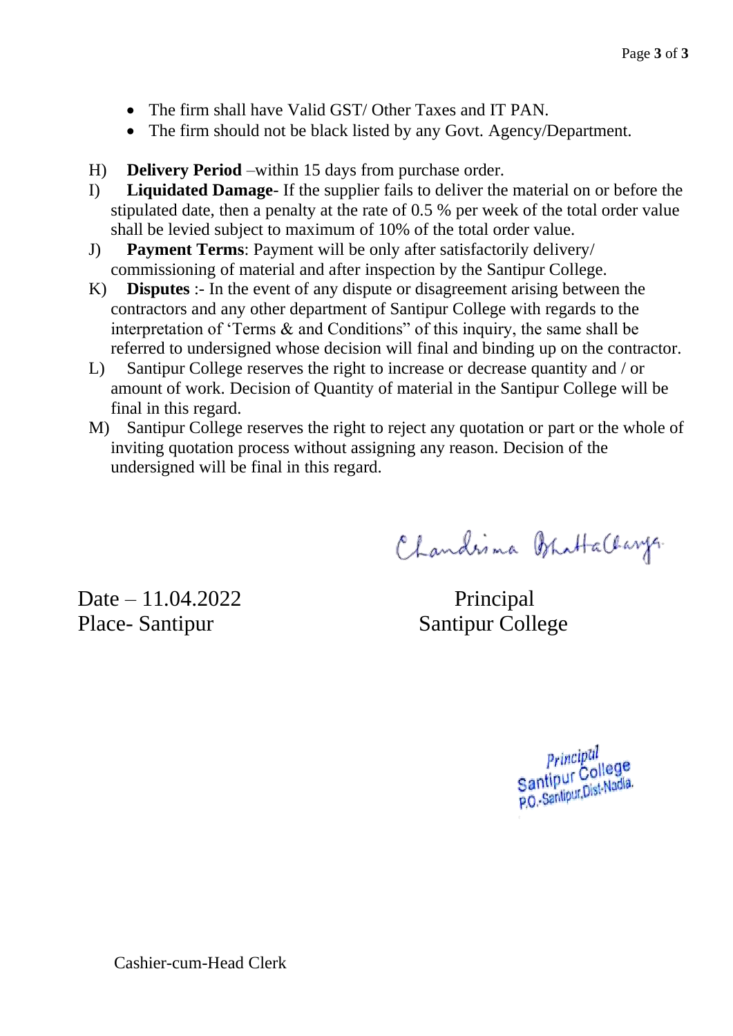- The firm shall have Valid GST/ Other Taxes and IT PAN.
- The firm should not be black listed by any Govt. Agency/Department.

H) **Delivery Period** –within 15 days from purchase order.

I) **Liquidated Damage**- If the supplier fails to deliver the material on or before the stipulated date, then a penalty at the rate of 0.5 % per week of the total order value shall be levied subject to maximum of 10% of the total order value.

J) **Payment Terms**: Payment will be only after satisfactorily delivery/ commissioning of material and after inspection by the Santipur College.

K) **Disputes** :- In the event of any dispute or disagreement arising between the contractors and any other department of Santipur College with regards to the interpretation of 'Terms & and Conditions" of this inquiry, the same shall be referred to undersigned whose decision will final and binding up on the contractor.

L) Santipur College reserves the right to increase or decrease quantity and / or amount of work. Decision of Quantity of material in the Santipur College will be final in this regard.

M) Santipur College reserves the right to reject any quotation or part or the whole of inviting quotation process without assigning any reason. Decision of the undersigned will be final in this regard.

Chandrima Bhattacharya

Date – 11.04.2022
Place- Santipur

Principal
Santipur College

Principal
Santipur College
P.O.-Santipur,Dist-Nadia.

Cashier-cum-Head Clerk